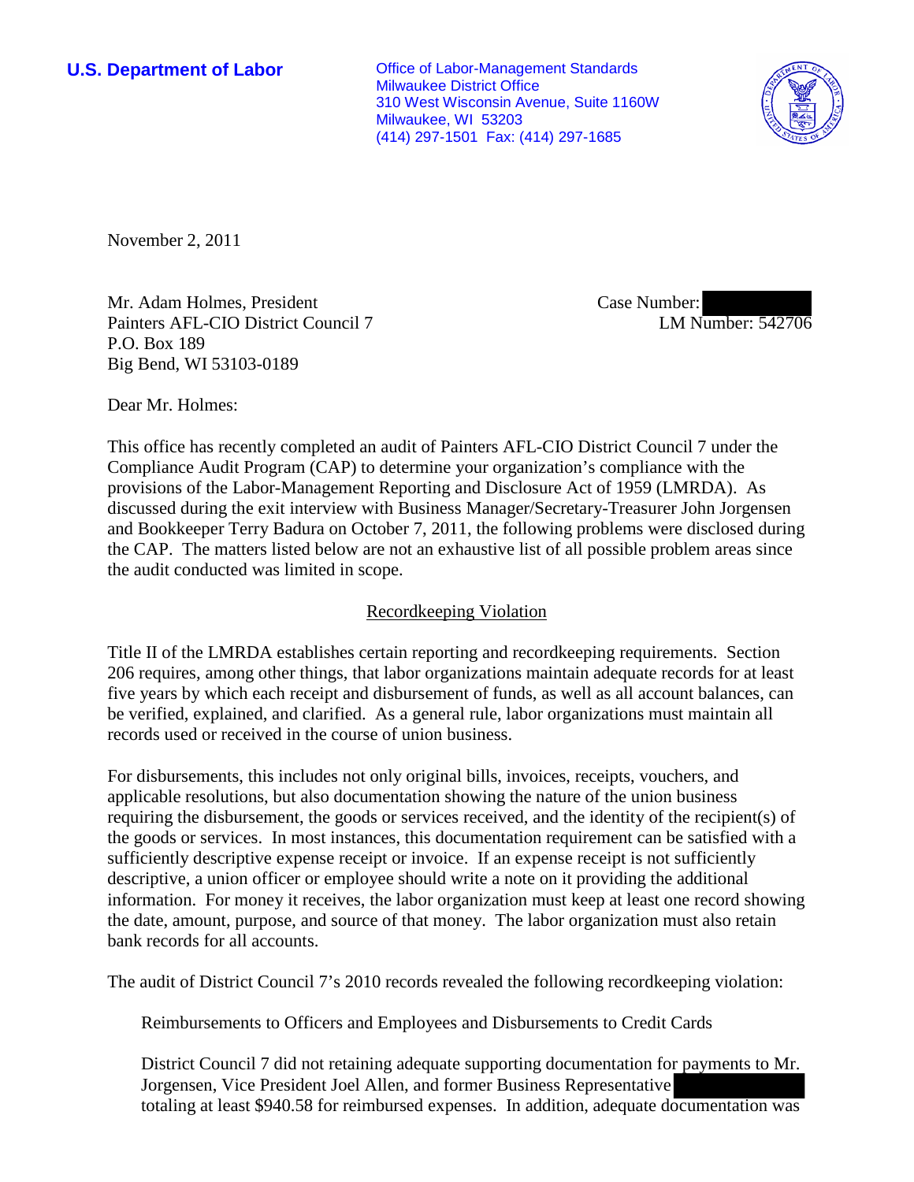**U.S. Department of Labor**

Office of Labor-Management Standards
Milwaukee District Office
310 West Wisconsin Avenue, Suite 1160W
Milwaukee, WI 53203
(414) 297-1501 Fax: (414) 297-1685

November 2, 2011

Mr. Adam Holmes, President
Painters AFL-CIO District Council 7
P.O. Box 189
Big Bend, WI 53103-0189

Case Number:
LM Number: 542706

Dear Mr. Holmes:

This office has recently completed an audit of Painters AFL-CIO District Council 7 under the Compliance Audit Program (CAP) to determine your organization's compliance with the provisions of the Labor-Management Reporting and Disclosure Act of 1959 (LMRDA). As discussed during the exit interview with Business Manager/Secretary-Treasurer John Jorgensen and Bookkeeper Terry Badura on October 7, 2011, the following problems were disclosed during the CAP. The matters listed below are not an exhaustive list of all possible problem areas since the audit conducted was limited in scope.

## Recordkeeping Violation

Title II of the LMRDA establishes certain reporting and recordkeeping requirements. Section 206 requires, among other things, that labor organizations maintain adequate records for at least five years by which each receipt and disbursement of funds, as well as all account balances, can be verified, explained, and clarified. As a general rule, labor organizations must maintain all records used or received in the course of union business.

For disbursements, this includes not only original bills, invoices, receipts, vouchers, and applicable resolutions, but also documentation showing the nature of the union business requiring the disbursement, the goods or services received, and the identity of the recipient(s) of the goods or services. In most instances, this documentation requirement can be satisfied with a sufficiently descriptive expense receipt or invoice. If an expense receipt is not sufficiently descriptive, a union officer or employee should write a note on it providing the additional information. For money it receives, the labor organization must keep at least one record showing the date, amount, purpose, and source of that money. The labor organization must also retain bank records for all accounts.

The audit of District Council 7's 2010 records revealed the following recordkeeping violation:

Reimbursements to Officers and Employees and Disbursements to Credit Cards

District Council 7 did not retaining adequate supporting documentation for payments to Mr. Jorgensen, Vice President Joel Allen, and former Business Representative totaling at least $940.58 for reimbursed expenses. In addition, adequate documentation was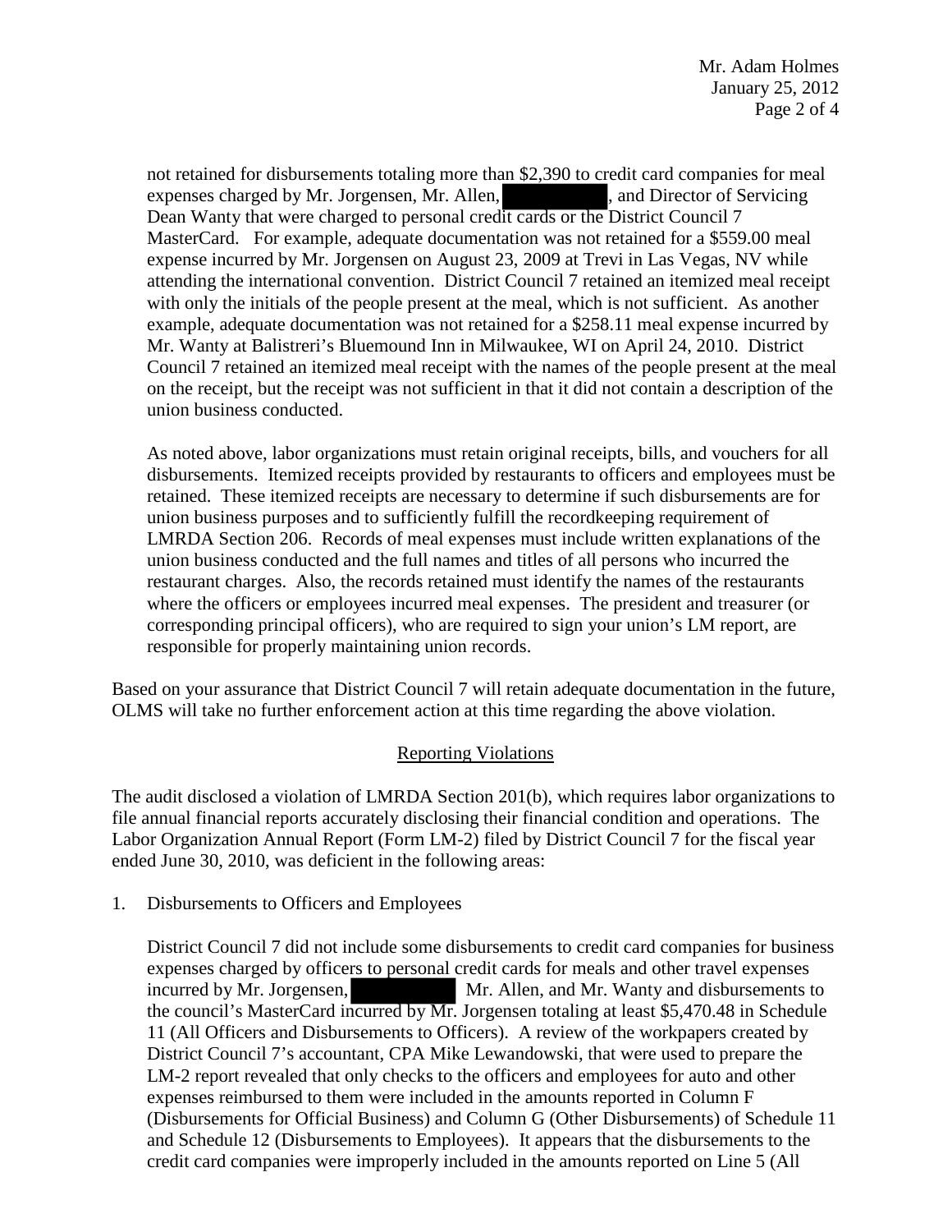not retained for disbursements totaling more than $2,390 to credit card companies for meal expenses charged by Mr. Jorgensen, Mr. Allen, [REDACTED], and Director of Servicing Dean Wanty that were charged to personal credit cards or the District Council 7 MasterCard. For example, adequate documentation was not retained for a $559.00 meal expense incurred by Mr. Jorgensen on August 23, 2009 at Trevi in Las Vegas, NV while attending the international convention. District Council 7 retained an itemized meal receipt with only the initials of the people present at the meal, which is not sufficient. As another example, adequate documentation was not retained for a $258.11 meal expense incurred by Mr. Wanty at Balistreri's Bluemound Inn in Milwaukee, WI on April 24, 2010. District Council 7 retained an itemized meal receipt with the names of the people present at the meal on the receipt, but the receipt was not sufficient in that it did not contain a description of the union business conducted.

As noted above, labor organizations must retain original receipts, bills, and vouchers for all disbursements. Itemized receipts provided by restaurants to officers and employees must be retained. These itemized receipts are necessary to determine if such disbursements are for union business purposes and to sufficiently fulfill the recordkeeping requirement of LMRDA Section 206. Records of meal expenses must include written explanations of the union business conducted and the full names and titles of all persons who incurred the restaurant charges. Also, the records retained must identify the names of the restaurants where the officers or employees incurred meal expenses. The president and treasurer (or corresponding principal officers), who are required to sign your union's LM report, are responsible for properly maintaining union records.

Based on your assurance that District Council 7 will retain adequate documentation in the future, OLMS will take no further enforcement action at this time regarding the above violation.

## Reporting Violations

The audit disclosed a violation of LMRDA Section 201(b), which requires labor organizations to file annual financial reports accurately disclosing their financial condition and operations. The Labor Organization Annual Report (Form LM-2) filed by District Council 7 for the fiscal year ended June 30, 2010, was deficient in the following areas:

1. Disbursements to Officers and Employees

   District Council 7 did not include some disbursements to credit card companies for business expenses charged by officers to personal credit cards for meals and other travel expenses incurred by Mr. Jorgensen, [REDACTED] Mr. Allen, and Mr. Wanty and disbursements to the council's MasterCard incurred by Mr. Jorgensen totaling at least $5,470.48 in Schedule 11 (All Officers and Disbursements to Officers). A review of the workpapers created by District Council 7's accountant, CPA Mike Lewandowski, that were used to prepare the LM-2 report revealed that only checks to the officers and employees for auto and other expenses reimbursed to them were included in the amounts reported in Column F (Disbursements for Official Business) and Column G (Other Disbursements) of Schedule 11 and Schedule 12 (Disbursements to Employees). It appears that the disbursements to the credit card companies were improperly included in the amounts reported on Line 5 (All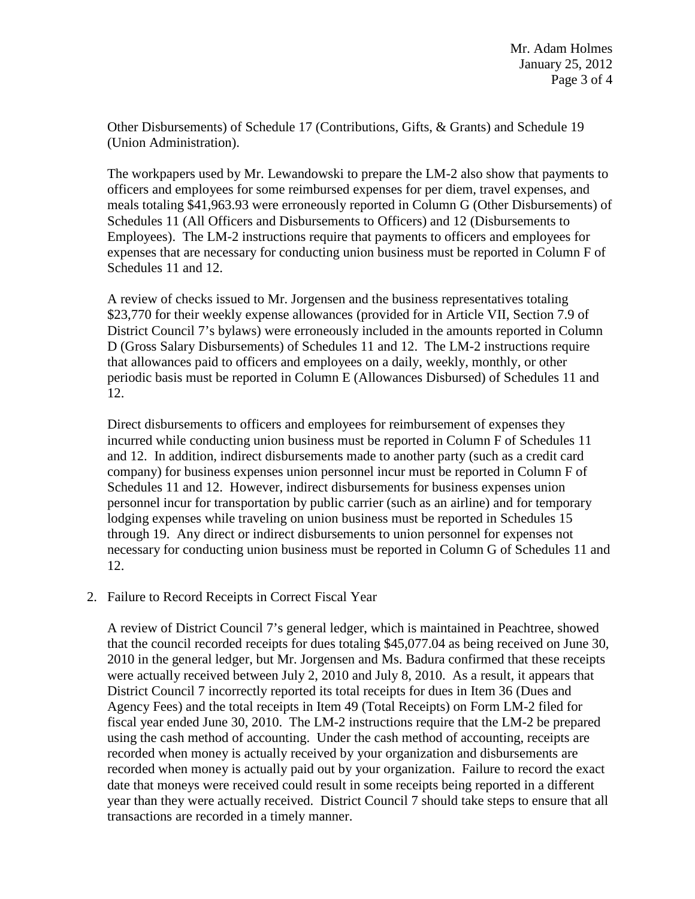Other Disbursements) of Schedule 17 (Contributions, Gifts, & Grants) and Schedule 19 (Union Administration).

The workpapers used by Mr. Lewandowski to prepare the LM-2 also show that payments to officers and employees for some reimbursed expenses for per diem, travel expenses, and meals totaling $41,963.93 were erroneously reported in Column G (Other Disbursements) of Schedules 11 (All Officers and Disbursements to Officers) and 12 (Disbursements to Employees). The LM-2 instructions require that payments to officers and employees for expenses that are necessary for conducting union business must be reported in Column F of Schedules 11 and 12.

A review of checks issued to Mr. Jorgensen and the business representatives totaling $23,770 for their weekly expense allowances (provided for in Article VII, Section 7.9 of District Council 7's bylaws) were erroneously included in the amounts reported in Column D (Gross Salary Disbursements) of Schedules 11 and 12. The LM-2 instructions require that allowances paid to officers and employees on a daily, weekly, monthly, or other periodic basis must be reported in Column E (Allowances Disbursed) of Schedules 11 and 12.

Direct disbursements to officers and employees for reimbursement of expenses they incurred while conducting union business must be reported in Column F of Schedules 11 and 12. In addition, indirect disbursements made to another party (such as a credit card company) for business expenses union personnel incur must be reported in Column F of Schedules 11 and 12. However, indirect disbursements for business expenses union personnel incur for transportation by public carrier (such as an airline) and for temporary lodging expenses while traveling on union business must be reported in Schedules 15 through 19. Any direct or indirect disbursements to union personnel for expenses not necessary for conducting union business must be reported in Column G of Schedules 11 and 12.

2. Failure to Record Receipts in Correct Fiscal Year

   A review of District Council 7's general ledger, which is maintained in Peachtree, showed that the council recorded receipts for dues totaling $45,077.04 as being received on June 30, 2010 in the general ledger, but Mr. Jorgensen and Ms. Badura confirmed that these receipts were actually received between July 2, 2010 and July 8, 2010. As a result, it appears that District Council 7 incorrectly reported its total receipts for dues in Item 36 (Dues and Agency Fees) and the total receipts in Item 49 (Total Receipts) on Form LM-2 filed for fiscal year ended June 30, 2010. The LM-2 instructions require that the LM-2 be prepared using the cash method of accounting. Under the cash method of accounting, receipts are recorded when money is actually received by your organization and disbursements are recorded when money is actually paid out by your organization. Failure to record the exact date that moneys were received could result in some receipts being reported in a different year than they were actually received. District Council 7 should take steps to ensure that all transactions are recorded in a timely manner.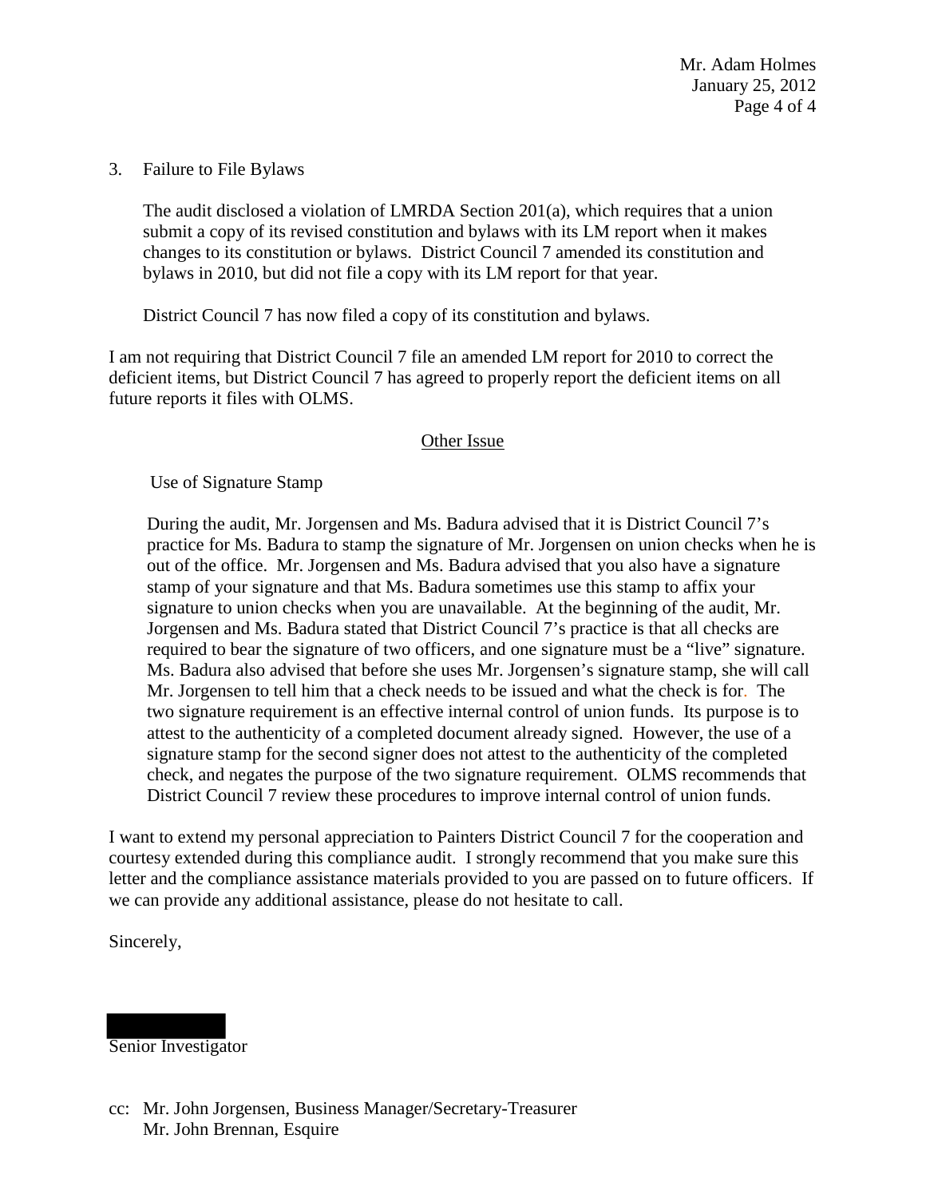3. Failure to File Bylaws

   The audit disclosed a violation of LMRDA Section 201(a), which requires that a union submit a copy of its revised constitution and bylaws with its LM report when it makes changes to its constitution or bylaws. District Council 7 amended its constitution and bylaws in 2010, but did not file a copy with its LM report for that year.

   District Council 7 has now filed a copy of its constitution and bylaws.

I am not requiring that District Council 7 file an amended LM report for 2010 to correct the deficient items, but District Council 7 has agreed to properly report the deficient items on all future reports it files with OLMS.

## Other Issue

Use of Signature Stamp

During the audit, Mr. Jorgensen and Ms. Badura advised that it is District Council 7's practice for Ms. Badura to stamp the signature of Mr. Jorgensen on union checks when he is out of the office. Mr. Jorgensen and Ms. Badura advised that you also have a signature stamp of your signature and that Ms. Badura sometimes use this stamp to affix your signature to union checks when you are unavailable. At the beginning of the audit, Mr. Jorgensen and Ms. Badura stated that District Council 7's practice is that all checks are required to bear the signature of two officers, and one signature must be a "live" signature. Ms. Badura also advised that before she uses Mr. Jorgensen's signature stamp, she will call Mr. Jorgensen to tell him that a check needs to be issued and what the check is for. The two signature requirement is an effective internal control of union funds. Its purpose is to attest to the authenticity of a completed document already signed. However, the use of a signature stamp for the second signer does not attest to the authenticity of the completed check, and negates the purpose of the two signature requirement. OLMS recommends that District Council 7 review these procedures to improve internal control of union funds.

I want to extend my personal appreciation to Painters District Council 7 for the cooperation and courtesy extended during this compliance audit. I strongly recommend that you make sure this letter and the compliance assistance materials provided to you are passed on to future officers. If we can provide any additional assistance, please do not hesitate to call.

Sincerely,

Senior Investigator

cc: Mr. John Jorgensen, Business Manager/Secretary-Treasurer
    Mr. John Brennan, Esquire